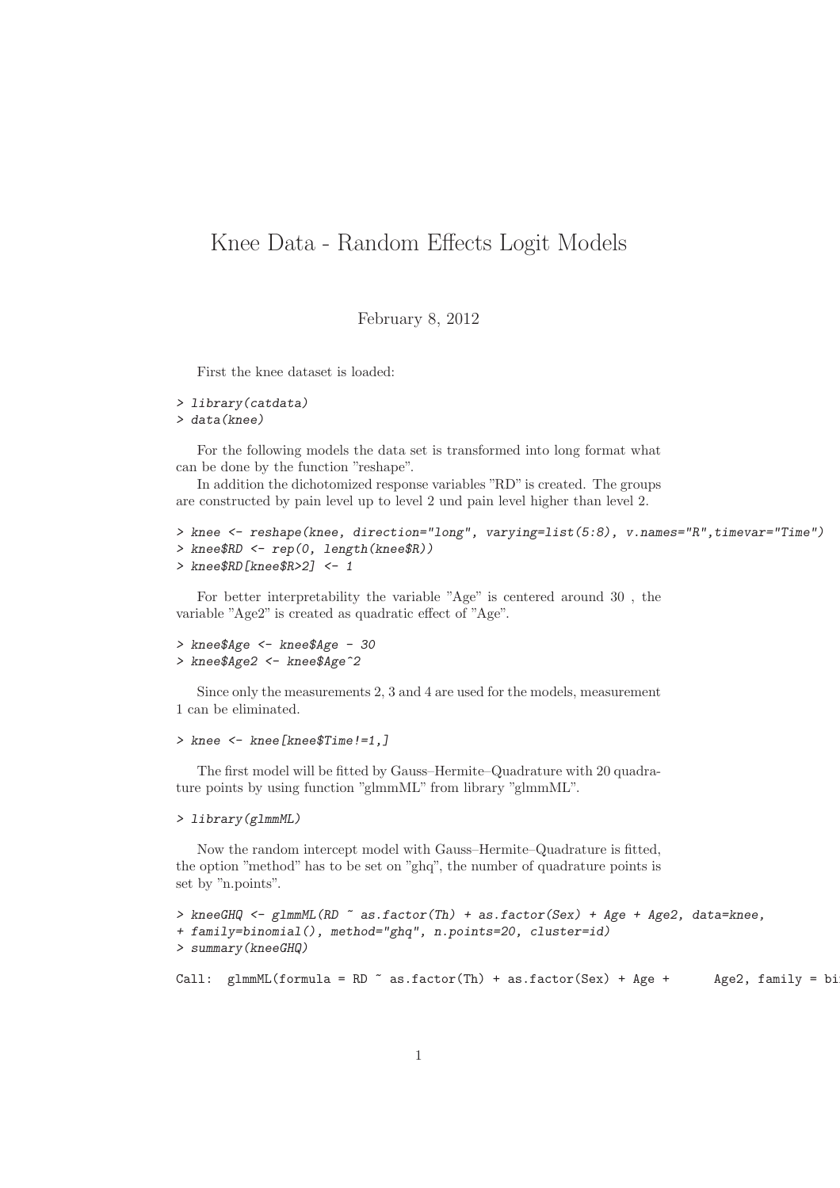# Knee Data - Random Effects Logit Models

February 8, 2012

First the knee dataset is loaded:

```
> library(catdata)
> data(knee)
```

For the following models the data set is transformed into long format what can be done by the function "reshape".

In addition the dichotomized response variables "RD" is created. The groups are constructed by pain level up to level 2 und pain level higher than level 2.

```
> knee <- reshape(knee, direction="long", varying=list(5:8), v.names="R",timevar="Time")
> knee$RD <- rep(0, length(knee$R))
> knee$RD[knee$R>2] <- 1
```

For better interpretability the variable "Age" is centered around 30 , the variable "Age2" is created as quadratic effect of "Age".

```
> knee$Age <- knee$Age - 30
> knee$Age2 <- knee$Age^2
```

Since only the measurements 2, 3 and 4 are used for the models, measurement 1 can be eliminated.

```
> knee <- knee[knee$Time!=1,]
```

The first model will be fitted by Gauss–Hermite–Quadrature with 20 quadrature points by using function "glmmML" from library "glmmML".

```
> library(glmmML)
```

Now the random intercept model with Gauss–Hermite–Quadrature is fitted, the option "method" has to be set on "ghq", the number of quadrature points is set by "n.points".

```
> kneeGHQ <- glmmML(RD ~ as.factor(Th) + as.factor(Sex) + Age + Age2, data=knee,
+ family=binomial(), method="ghq", n.points=20, cluster=id)
> summary(kneeGHQ)

Call:  glmmML(formula = RD ~ as.factor(Th) + as.factor(Sex) + Age +      Age2, family = bi
```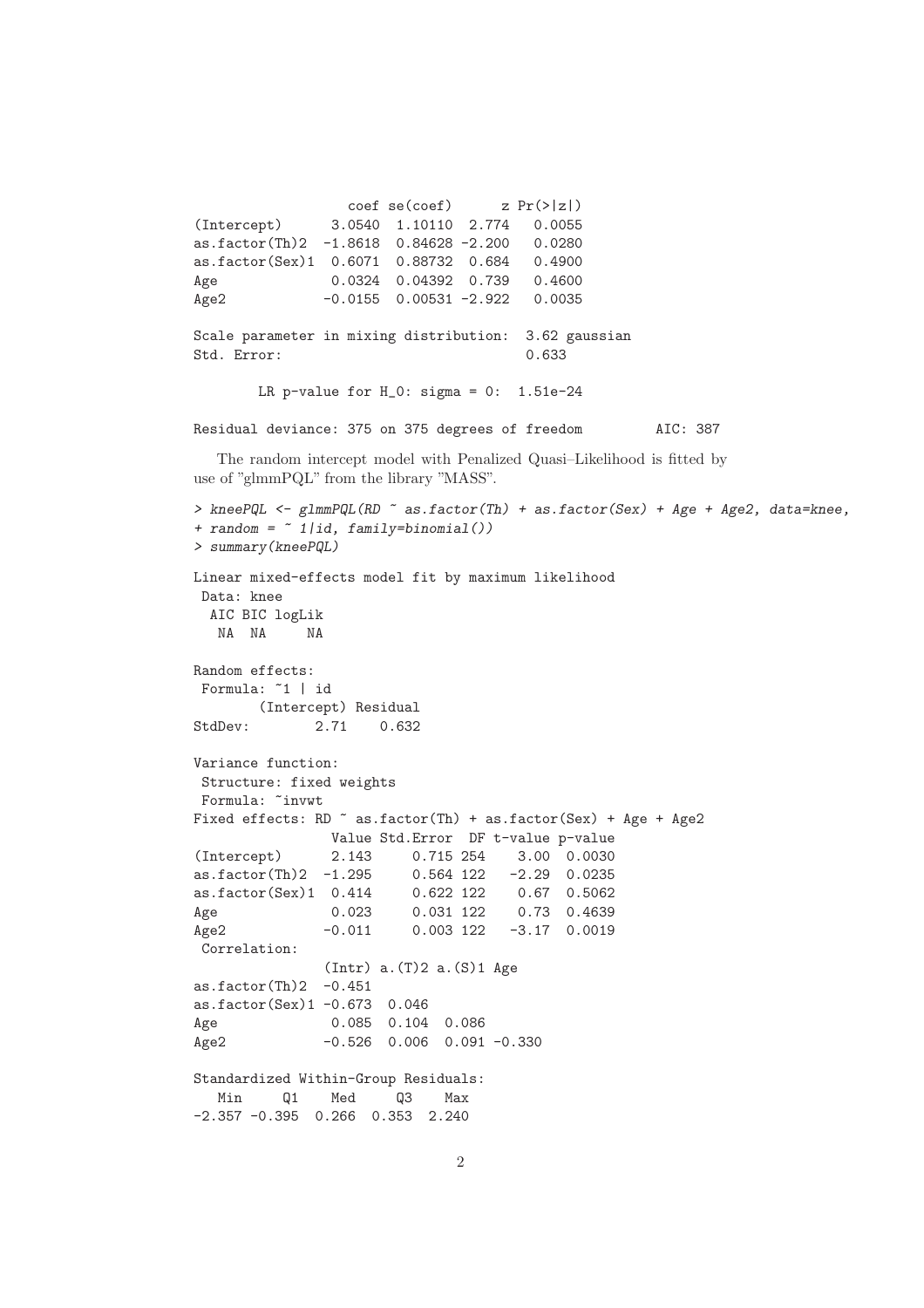```
                 coef se(coef)      z Pr(>|z|)
(Intercept)      3.0540  1.10110  2.774   0.0055
as.factor(Th)2  -1.8618  0.84628 -2.200   0.0280
as.factor(Sex)1  0.6071  0.88732  0.684   0.4900
Age              0.0324  0.04392  0.739   0.4600
Age2            -0.0155  0.00531 -2.922   0.0035

Scale parameter in mixing distribution:  3.62 gaussian
Std. Error:                              0.633

        LR p-value for H_0: sigma = 0:  1.51e-24

Residual deviance: 375 on 375 degrees of freedom         AIC: 387
```

The random intercept model with Penalized Quasi–Likelihood is fitted by use of "glmmPQL" from the library "MASS".

```
> kneePQL <- glmmPQL(RD ~ as.factor(Th) + as.factor(Sex) + Age + Age2, data=knee,
+ random = ~ 1|id, family=binomial())
> summary(kneePQL)

Linear mixed-effects model fit by maximum likelihood
 Data: knee
  AIC BIC logLik
   NA  NA     NA

Random effects:
 Formula: ~1 | id
        (Intercept) Residual
StdDev:        2.71    0.632

Variance function:
 Structure: fixed weights
 Formula: ~invwt
Fixed effects: RD ~ as.factor(Th) + as.factor(Sex) + Age + Age2
                 Value Std.Error  DF t-value p-value
(Intercept)      2.143     0.715 254    3.00  0.0030
as.factor(Th)2  -1.295     0.564 122   -2.29  0.0235
as.factor(Sex)1  0.414     0.622 122    0.67  0.5062
Age              0.023     0.031 122    0.73  0.4639
Age2            -0.011     0.003 122   -3.17  0.0019
 Correlation:
                (Intr) a.(T)2 a.(S)1 Age
as.factor(Th)2  -0.451
as.factor(Sex)1 -0.673  0.046
Age              0.085  0.104  0.086
Age2            -0.526  0.006  0.091 -0.330

Standardized Within-Group Residuals:
   Min     Q1    Med     Q3    Max
-2.357 -0.395  0.266  0.353  2.240
```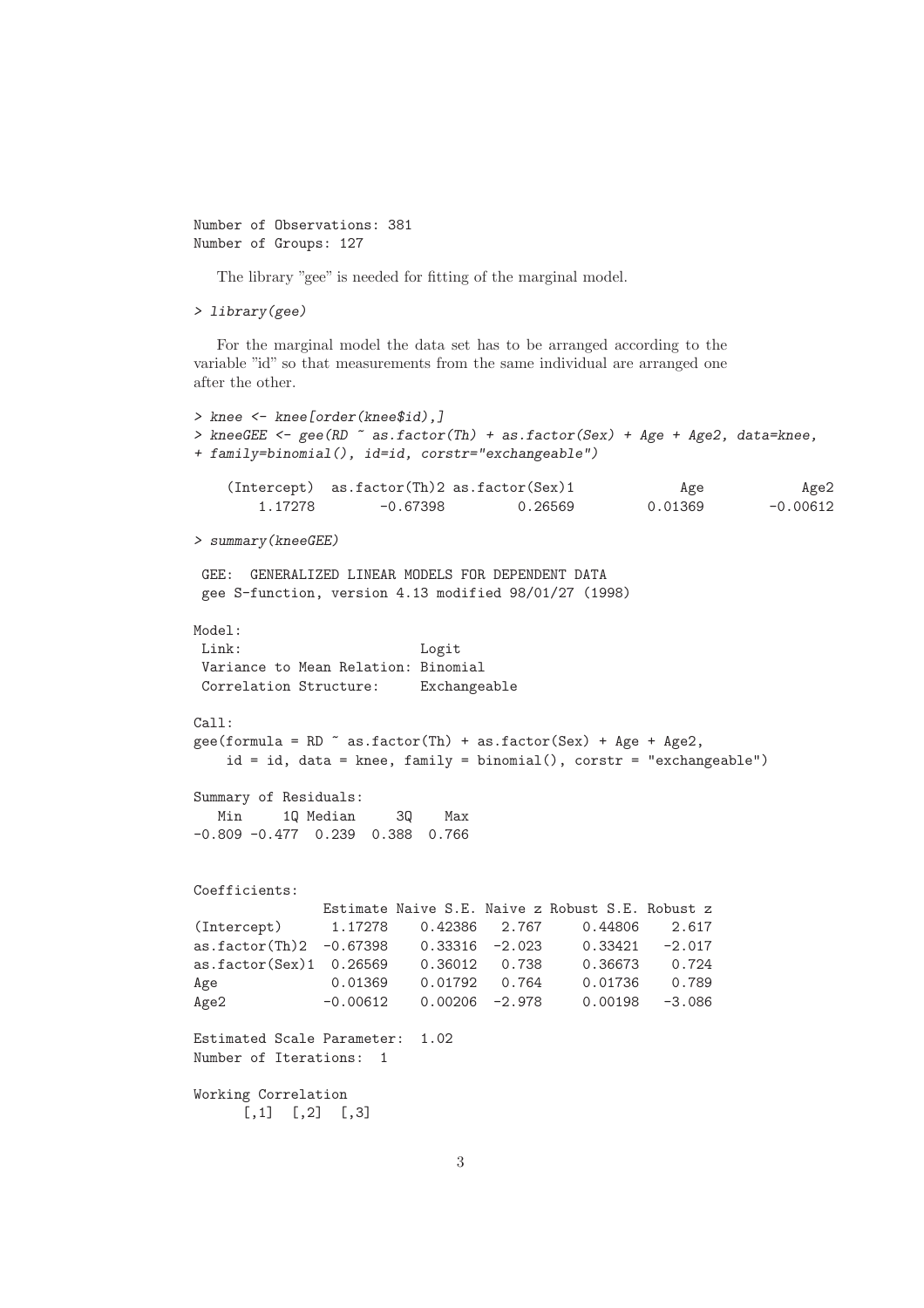```
Number of Observations: 381
Number of Groups: 127
```

The library "gee" is needed for fitting of the marginal model.

```
> library(gee)
```

For the marginal model the data set has to be arranged according to the variable "id" so that measurements from the same individual are arranged one after the other.

```
> knee <- knee[order(knee$id),]
> kneeGEE <- gee(RD ~ as.factor(Th) + as.factor(Sex) + Age + Age2, data=knee,
+ family=binomial(), id=id, corstr="exchangeable")

    (Intercept)  as.factor(Th)2 as.factor(Sex)1             Age            Age2
        1.17278        -0.67398         0.26569         0.01369        -0.00612

> summary(kneeGEE)

 GEE:  GENERALIZED LINEAR MODELS FOR DEPENDENT DATA
 gee S-function, version 4.13 modified 98/01/27 (1998)

Model:
 Link:                      Logit
 Variance to Mean Relation: Binomial
 Correlation Structure:     Exchangeable

Call:
gee(formula = RD ~ as.factor(Th) + as.factor(Sex) + Age + Age2,
    id = id, data = knee, family = binomial(), corstr = "exchangeable")

Summary of Residuals:
   Min     1Q Median     3Q    Max
-0.809 -0.477  0.239  0.388  0.766


Coefficients:
                Estimate Naive S.E. Naive z Robust S.E. Robust z
(Intercept)      1.17278    0.42386   2.767     0.44806    2.617
as.factor(Th)2  -0.67398    0.33316  -2.023     0.33421   -2.017
as.factor(Sex)1  0.26569    0.36012   0.738     0.36673    0.724
Age              0.01369    0.01792   0.764     0.01736    0.789
Age2            -0.00612    0.00206  -2.978     0.00198   -3.086

Estimated Scale Parameter:  1.02
Number of Iterations:  1

Working Correlation
      [,1]  [,2]  [,3]
```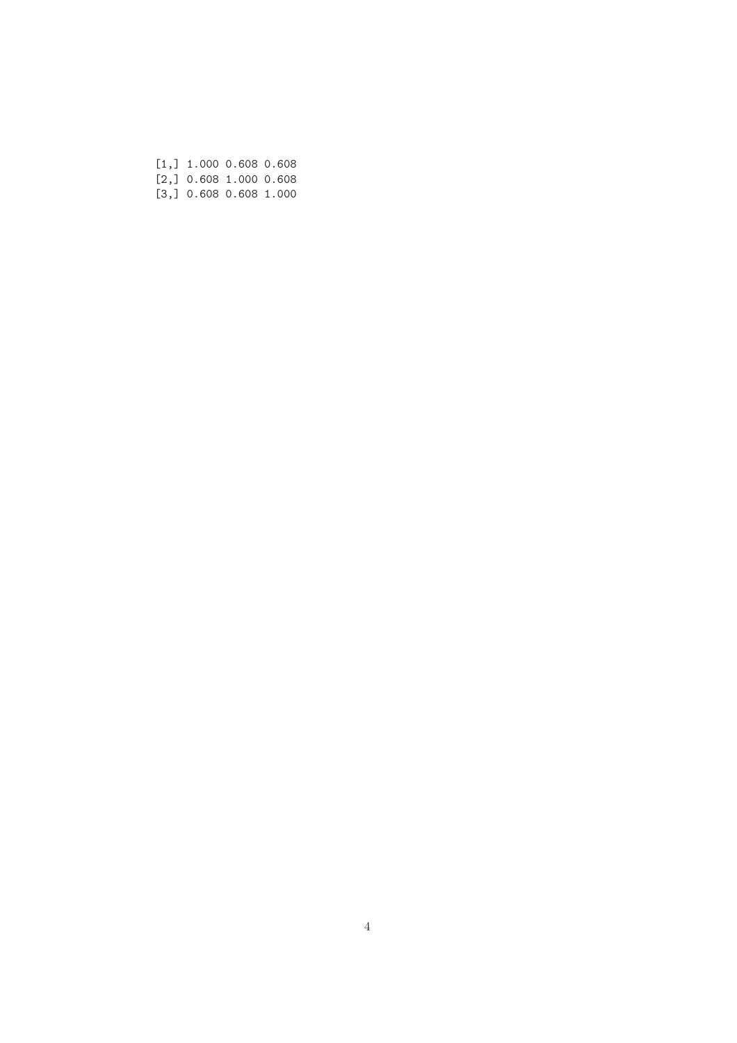```
[1,] 1.000 0.608 0.608
[2,] 0.608 1.000 0.608
[3,] 0.608 0.608 1.000
```